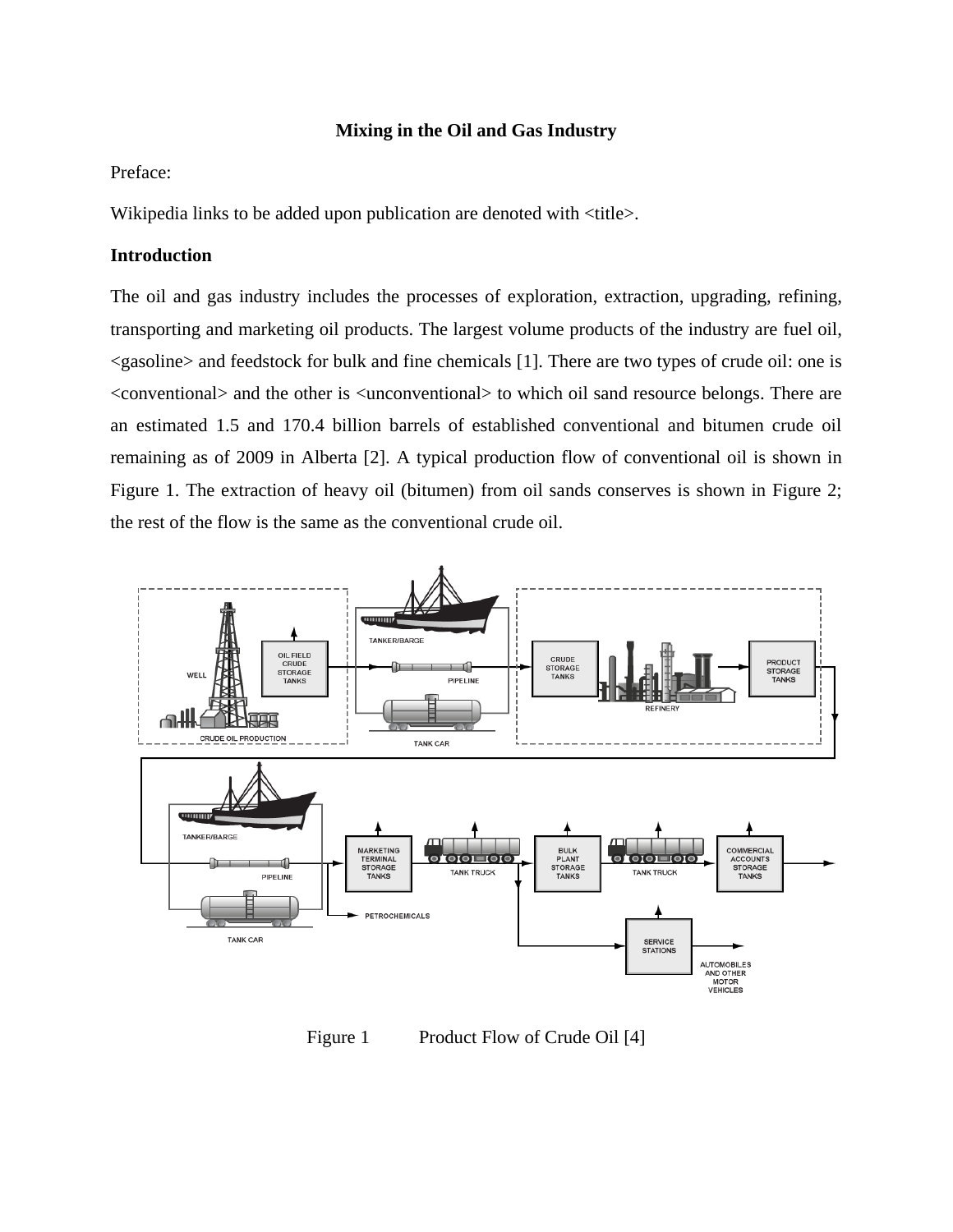**Mixing in the Oil and Gas Industry**

Preface:

Wikipedia links to be added upon publication are denoted with <title>.

**Introduction**

The oil and gas industry includes the processes of exploration, extraction, upgrading, refining, transporting and marketing oil products. The largest volume products of the industry are fuel oil, <gasoline> and feedstock for bulk and fine chemicals [1]. There are two types of crude oil: one is <conventional> and the other is <unconventional> to which oil sand resource belongs. There are an estimated 1.5 and 170.4 billion barrels of established conventional and bitumen crude oil remaining as of 2009 in Alberta [2]. A typical production flow of conventional oil is shown in Figure 1. The extraction of heavy oil (bitumen) from oil sands conserves is shown in Figure 2; the rest of the flow is the same as the conventional crude oil.

Figure 1 Product Flow of Crude Oil [4]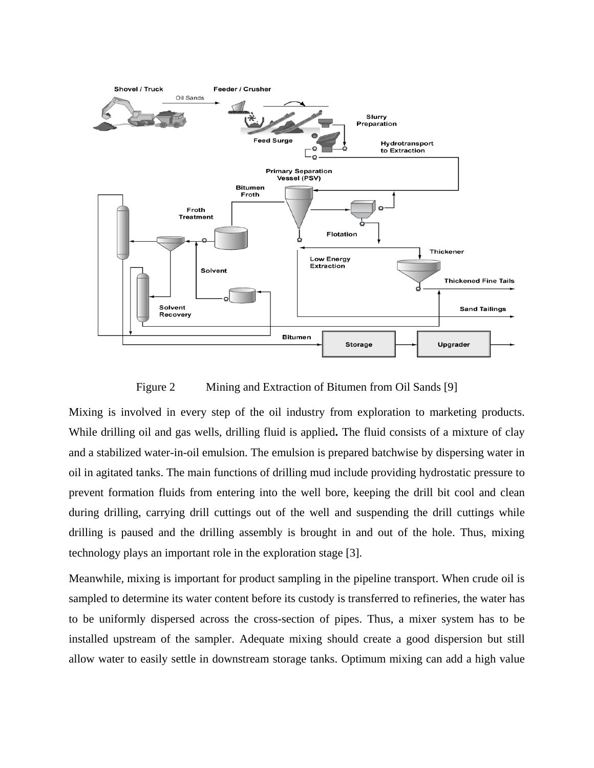Figure 2 Mining and Extraction of Bitumen from Oil Sands [9]

Mixing is involved in every step of the oil industry from exploration to marketing products. While drilling oil and gas wells, drilling fluid is applied**.** The fluid consists of a mixture of clay and a stabilized water-in-oil emulsion. The emulsion is prepared batchwise by dispersing water in oil in agitated tanks. The main functions of drilling mud include providing hydrostatic pressure to prevent formation fluids from entering into the well bore, keeping the drill bit cool and clean during drilling, carrying drill cuttings out of the well and suspending the drill cuttings while drilling is paused and the drilling assembly is brought in and out of the hole. Thus, mixing technology plays an important role in the exploration stage [3].

Meanwhile, mixing is important for product sampling in the pipeline transport. When crude oil is sampled to determine its water content before its custody is transferred to refineries, the water has to be uniformly dispersed across the cross-section of pipes. Thus, a mixer system has to be installed upstream of the sampler. Adequate mixing should create a good dispersion but still allow water to easily settle in downstream storage tanks. Optimum mixing can add a high value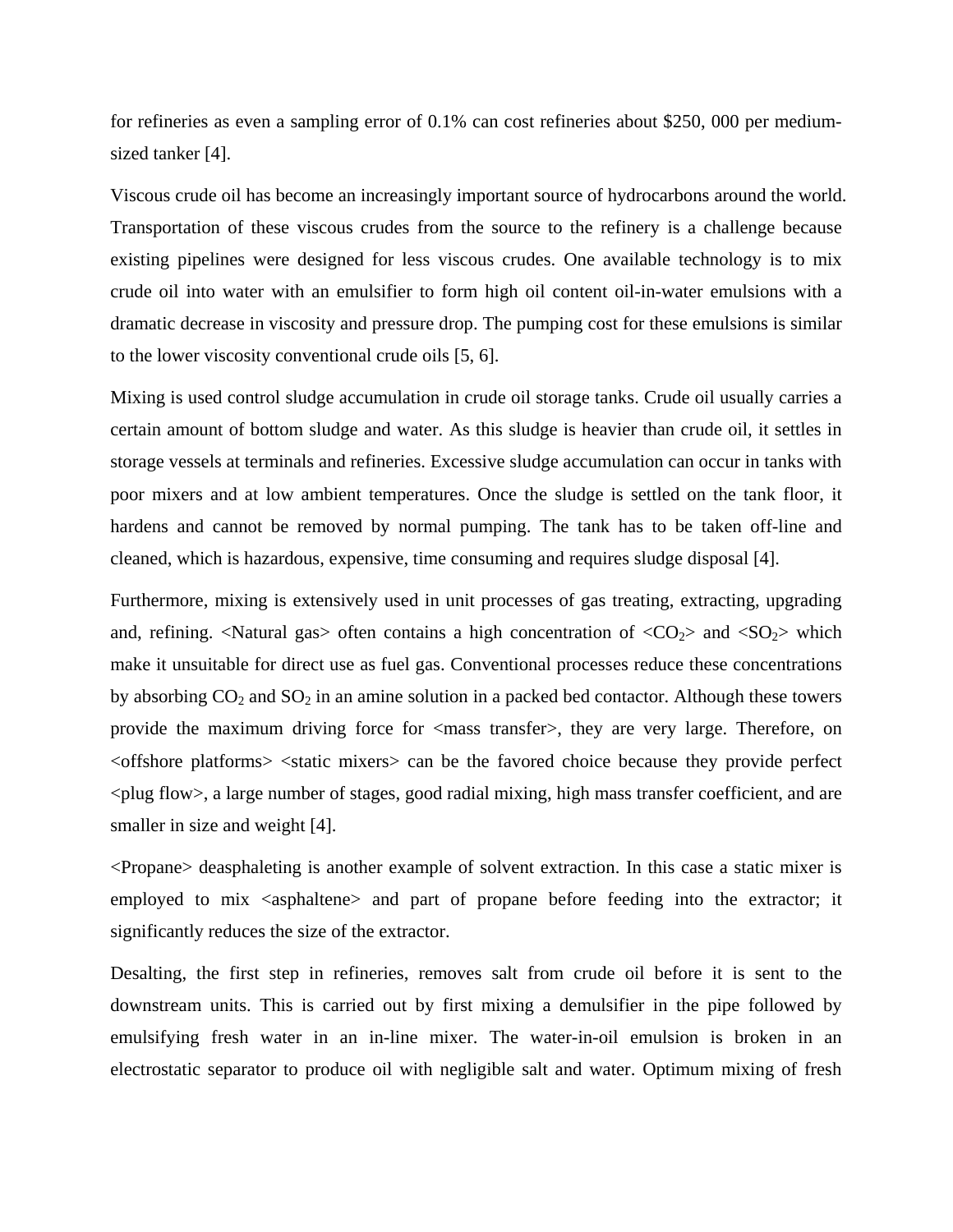for refineries as even a sampling error of 0.1% can cost refineries about $250, 000 per medium-sized tanker [4].

Viscous crude oil has become an increasingly important source of hydrocarbons around the world. Transportation of these viscous crudes from the source to the refinery is a challenge because existing pipelines were designed for less viscous crudes. One available technology is to mix crude oil into water with an emulsifier to form high oil content oil-in-water emulsions with a dramatic decrease in viscosity and pressure drop. The pumping cost for these emulsions is similar to the lower viscosity conventional crude oils [5, 6].

Mixing is used control sludge accumulation in crude oil storage tanks. Crude oil usually carries a certain amount of bottom sludge and water. As this sludge is heavier than crude oil, it settles in storage vessels at terminals and refineries. Excessive sludge accumulation can occur in tanks with poor mixers and at low ambient temperatures. Once the sludge is settled on the tank floor, it hardens and cannot be removed by normal pumping. The tank has to be taken off-line and cleaned, which is hazardous, expensive, time consuming and requires sludge disposal [4].

Furthermore, mixing is extensively used in unit processes of gas treating, extracting, upgrading and, refining. <Natural gas> often contains a high concentration of <$CO_2$> and <$SO_2$> which make it unsuitable for direct use as fuel gas. Conventional processes reduce these concentrations by absorbing $CO_2$ and $SO_2$ in an amine solution in a packed bed contactor. Although these towers provide the maximum driving force for <mass transfer>, they are very large. Therefore, on <offshore platforms> <static mixers> can be the favored choice because they provide perfect <plug flow>, a large number of stages, good radial mixing, high mass transfer coefficient, and are smaller in size and weight [4].

<Propane> deasphaleting is another example of solvent extraction. In this case a static mixer is employed to mix <asphaltene> and part of propane before feeding into the extractor; it significantly reduces the size of the extractor.

Desalting, the first step in refineries, removes salt from crude oil before it is sent to the downstream units. This is carried out by first mixing a demulsifier in the pipe followed by emulsifying fresh water in an in-line mixer. The water-in-oil emulsion is broken in an electrostatic separator to produce oil with negligible salt and water. Optimum mixing of fresh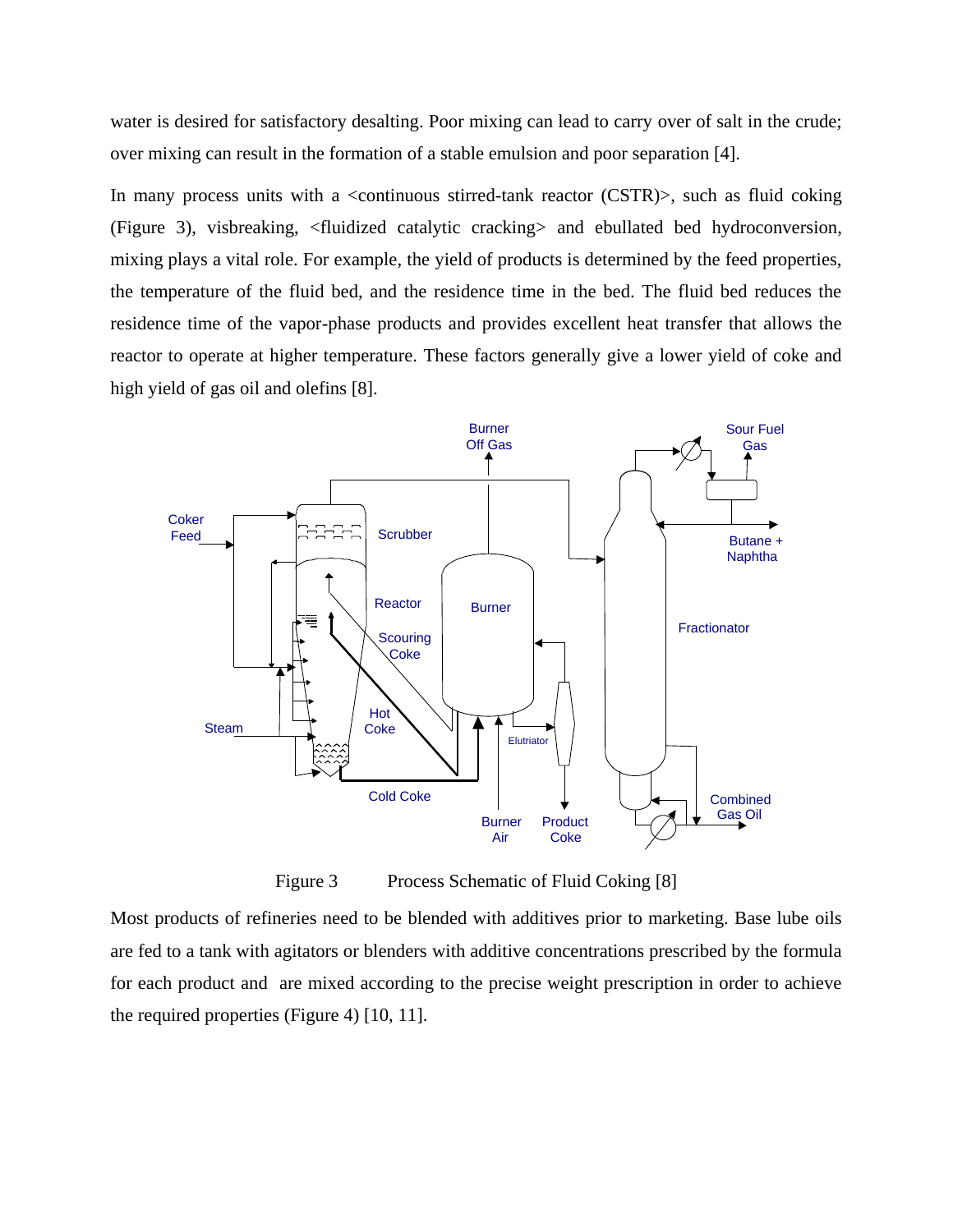water is desired for satisfactory desalting. Poor mixing can lead to carry over of salt in the crude; over mixing can result in the formation of a stable emulsion and poor separation [4].

In many process units with a <continuous stirred-tank reactor (CSTR)>, such as fluid coking (Figure 3), visbreaking, <fluidized catalytic cracking> and ebullated bed hydroconversion, mixing plays a vital role. For example, the yield of products is determined by the feed properties, the temperature of the fluid bed, and the residence time in the bed. The fluid bed reduces the residence time of the vapor-phase products and provides excellent heat transfer that allows the reactor to operate at higher temperature. These factors generally give a lower yield of coke and high yield of gas oil and olefins [8].

Figure 3 Process Schematic of Fluid Coking [8]

Most products of refineries need to be blended with additives prior to marketing. Base lube oils are fed to a tank with agitators or blenders with additive concentrations prescribed by the formula for each product and are mixed according to the precise weight prescription in order to achieve the required properties (Figure 4) [10, 11].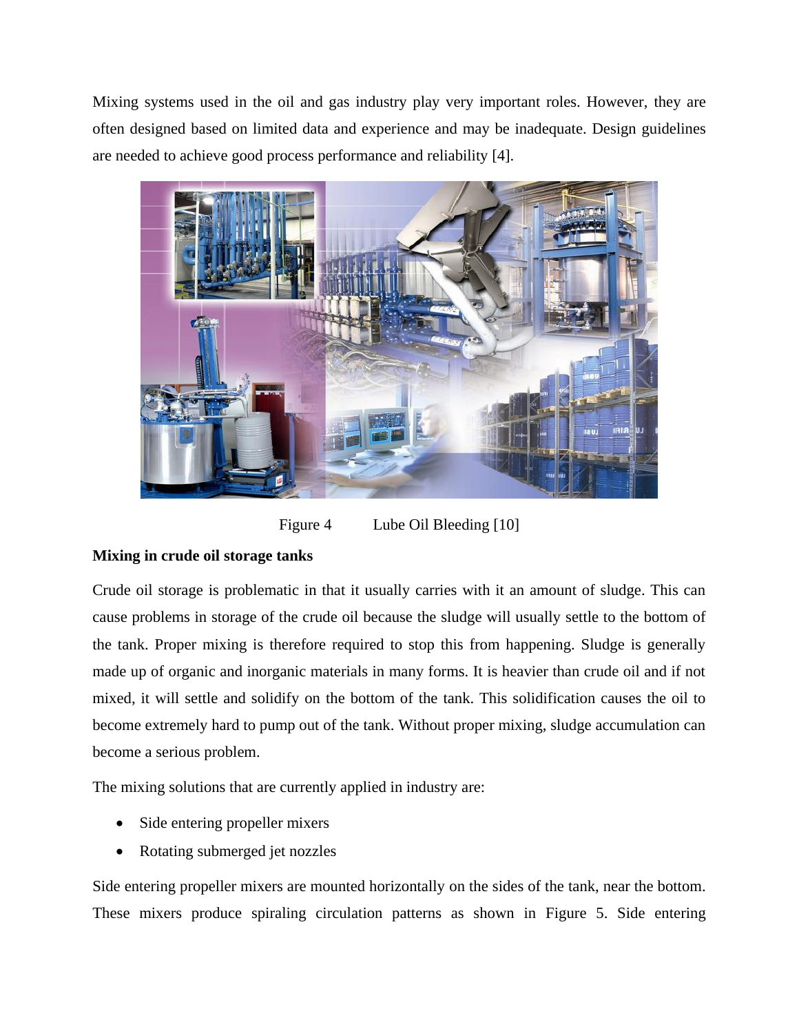Mixing systems used in the oil and gas industry play very important roles. However, they are often designed based on limited data and experience and may be inadequate. Design guidelines are needed to achieve good process performance and reliability [4].

Figure 4 Lube Oil Bleeding [10]

**Mixing in crude oil storage tanks**

Crude oil storage is problematic in that it usually carries with it an amount of sludge. This can cause problems in storage of the crude oil because the sludge will usually settle to the bottom of the tank. Proper mixing is therefore required to stop this from happening. Sludge is generally made up of organic and inorganic materials in many forms. It is heavier than crude oil and if not mixed, it will settle and solidify on the bottom of the tank. This solidification causes the oil to become extremely hard to pump out of the tank. Without proper mixing, sludge accumulation can become a serious problem.

The mixing solutions that are currently applied in industry are:

- Side entering propeller mixers
- Rotating submerged jet nozzles

Side entering propeller mixers are mounted horizontally on the sides of the tank, near the bottom. These mixers produce spiraling circulation patterns as shown in Figure 5. Side entering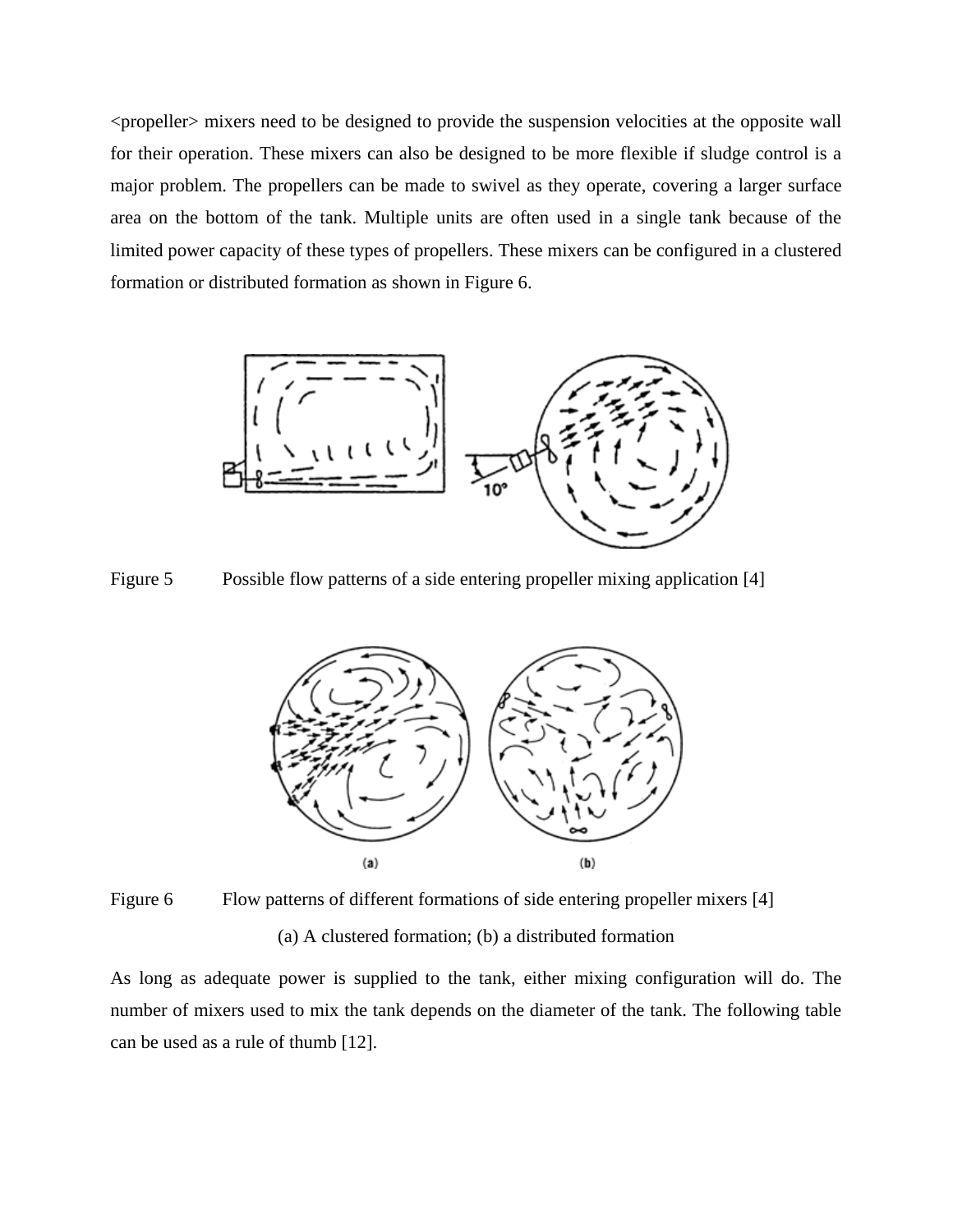<propeller> mixers need to be designed to provide the suspension velocities at the opposite wall for their operation. These mixers can also be designed to be more flexible if sludge control is a major problem. The propellers can be made to swivel as they operate, covering a larger surface area on the bottom of the tank. Multiple units are often used in a single tank because of the limited power capacity of these types of propellers. These mixers can be configured in a clustered formation or distributed formation as shown in Figure 6.

Figure 5 Possible flow patterns of a side entering propeller mixing application [4]

Figure 6 Flow patterns of different formations of side entering propeller mixers [4]

(a) A clustered formation; (b) a distributed formation

As long as adequate power is supplied to the tank, either mixing configuration will do. The number of mixers used to mix the tank depends on the diameter of the tank. The following table can be used as a rule of thumb [12].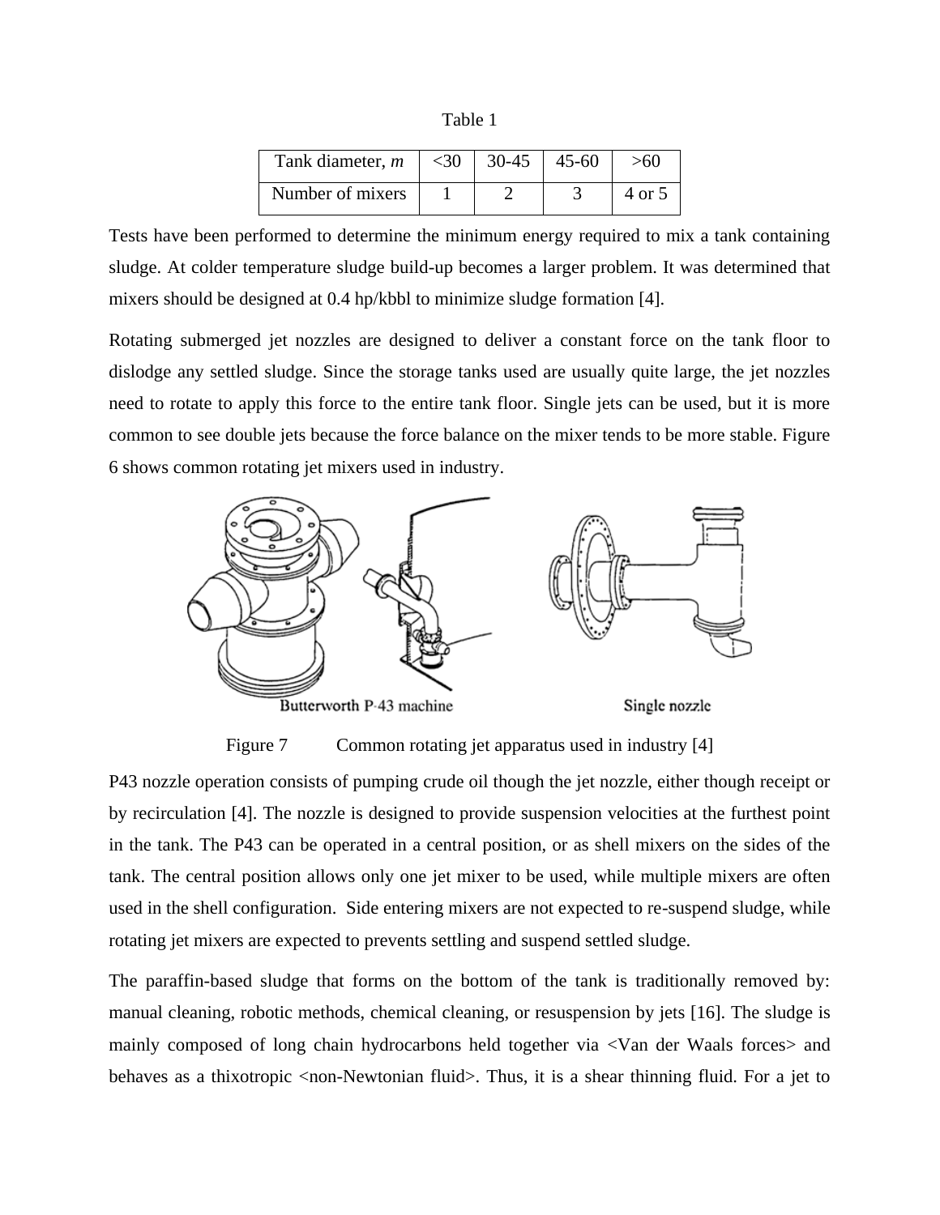Table 1

| Tank diameter, *m* | <30 | 30-45 | 45-60 | >60 |
|---|---|---|---|---|
| Number of mixers | 1 | 2 | 3 | 4 or 5 |

Tests have been performed to determine the minimum energy required to mix a tank containing sludge. At colder temperature sludge build-up becomes a larger problem. It was determined that mixers should be designed at 0.4 hp/kbbl to minimize sludge formation [4].

Rotating submerged jet nozzles are designed to deliver a constant force on the tank floor to dislodge any settled sludge. Since the storage tanks used are usually quite large, the jet nozzles need to rotate to apply this force to the entire tank floor. Single jets can be used, but it is more common to see double jets because the force balance on the mixer tends to be more stable. Figure 6 shows common rotating jet mixers used in industry.

Butterworth P-43 machine Single nozzle

Figure 7 Common rotating jet apparatus used in industry [4]

P43 nozzle operation consists of pumping crude oil though the jet nozzle, either though receipt or by recirculation [4]. The nozzle is designed to provide suspension velocities at the furthest point in the tank. The P43 can be operated in a central position, or as shell mixers on the sides of the tank. The central position allows only one jet mixer to be used, while multiple mixers are often used in the shell configuration. Side entering mixers are not expected to re-suspend sludge, while rotating jet mixers are expected to prevents settling and suspend settled sludge.

The paraffin-based sludge that forms on the bottom of the tank is traditionally removed by: manual cleaning, robotic methods, chemical cleaning, or resuspension by jets [16]. The sludge is mainly composed of long chain hydrocarbons held together via <Van der Waals forces> and behaves as a thixotropic <non-Newtonian fluid>. Thus, it is a shear thinning fluid. For a jet to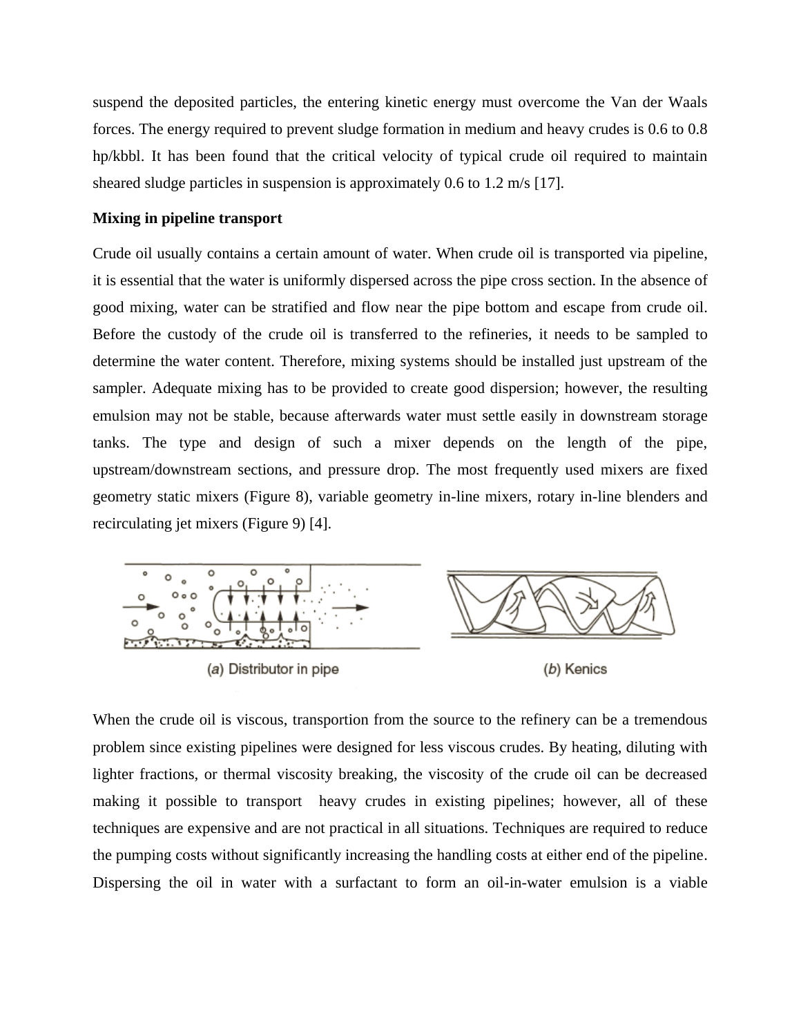suspend the deposited particles, the entering kinetic energy must overcome the Van der Waals forces. The energy required to prevent sludge formation in medium and heavy crudes is 0.6 to 0.8 hp/kbbl. It has been found that the critical velocity of typical crude oil required to maintain sheared sludge particles in suspension is approximately 0.6 to 1.2 m/s [17].

**Mixing in pipeline transport**

Crude oil usually contains a certain amount of water. When crude oil is transported via pipeline, it is essential that the water is uniformly dispersed across the pipe cross section. In the absence of good mixing, water can be stratified and flow near the pipe bottom and escape from crude oil. Before the custody of the crude oil is transferred to the refineries, it needs to be sampled to determine the water content. Therefore, mixing systems should be installed just upstream of the sampler. Adequate mixing has to be provided to create good dispersion; however, the resulting emulsion may not be stable, because afterwards water must settle easily in downstream storage tanks. The type and design of such a mixer depends on the length of the pipe, upstream/downstream sections, and pressure drop. The most frequently used mixers are fixed geometry static mixers (Figure 8), variable geometry in-line mixers, rotary in-line blenders and recirculating jet mixers (Figure 9) [4].

(a) Distributor in pipe

(b) Kenics

When the crude oil is viscous, transportion from the source to the refinery can be a tremendous problem since existing pipelines were designed for less viscous crudes. By heating, diluting with lighter fractions, or thermal viscosity breaking, the viscosity of the crude oil can be decreased making it possible to transport heavy crudes in existing pipelines; however, all of these techniques are expensive and are not practical in all situations. Techniques are required to reduce the pumping costs without significantly increasing the handling costs at either end of the pipeline. Dispersing the oil in water with a surfactant to form an oil-in-water emulsion is a viable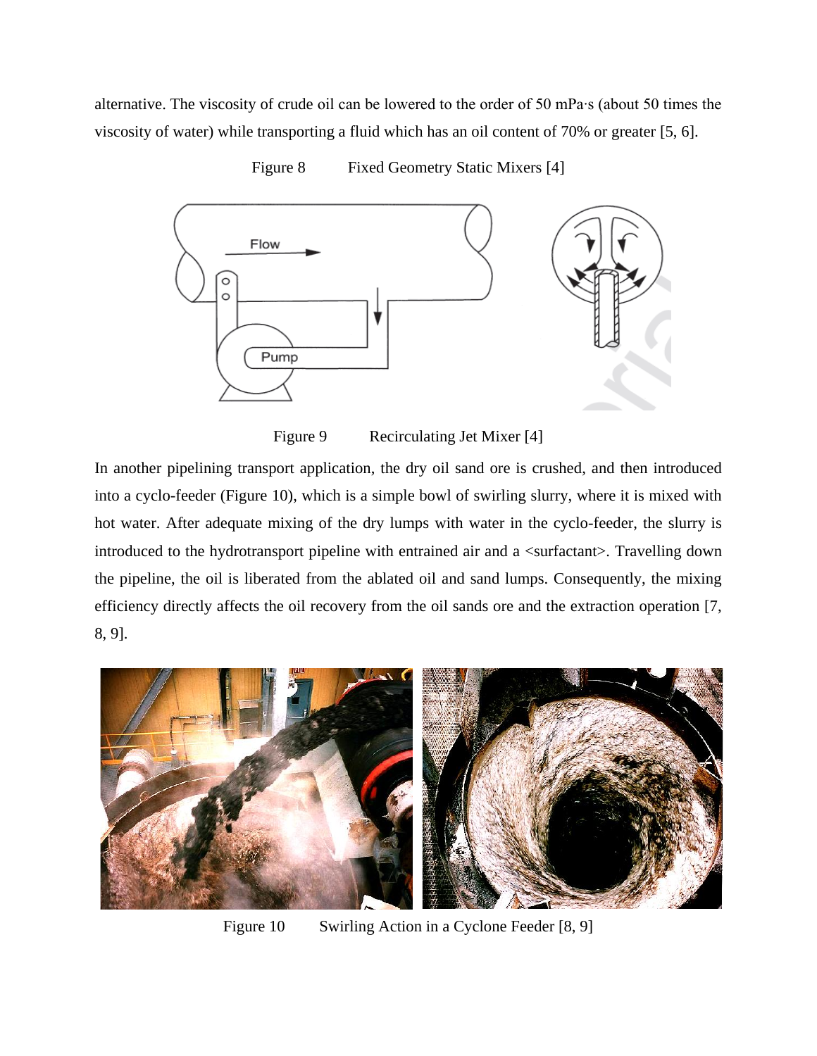alternative. The viscosity of crude oil can be lowered to the order of 50 mPa·s (about 50 times the viscosity of water) while transporting a fluid which has an oil content of 70% or greater [5, 6].

Figure 8 Fixed Geometry Static Mixers [4]

Figure 9 Recirculating Jet Mixer [4]

In another pipelining transport application, the dry oil sand ore is crushed, and then introduced into a cyclo-feeder (Figure 10), which is a simple bowl of swirling slurry, where it is mixed with hot water. After adequate mixing of the dry lumps with water in the cyclo-feeder, the slurry is introduced to the hydrotransport pipeline with entrained air and a <surfactant>. Travelling down the pipeline, the oil is liberated from the ablated oil and sand lumps. Consequently, the mixing efficiency directly affects the oil recovery from the oil sands ore and the extraction operation [7, 8, 9].

Figure 10 Swirling Action in a Cyclone Feeder [8, 9]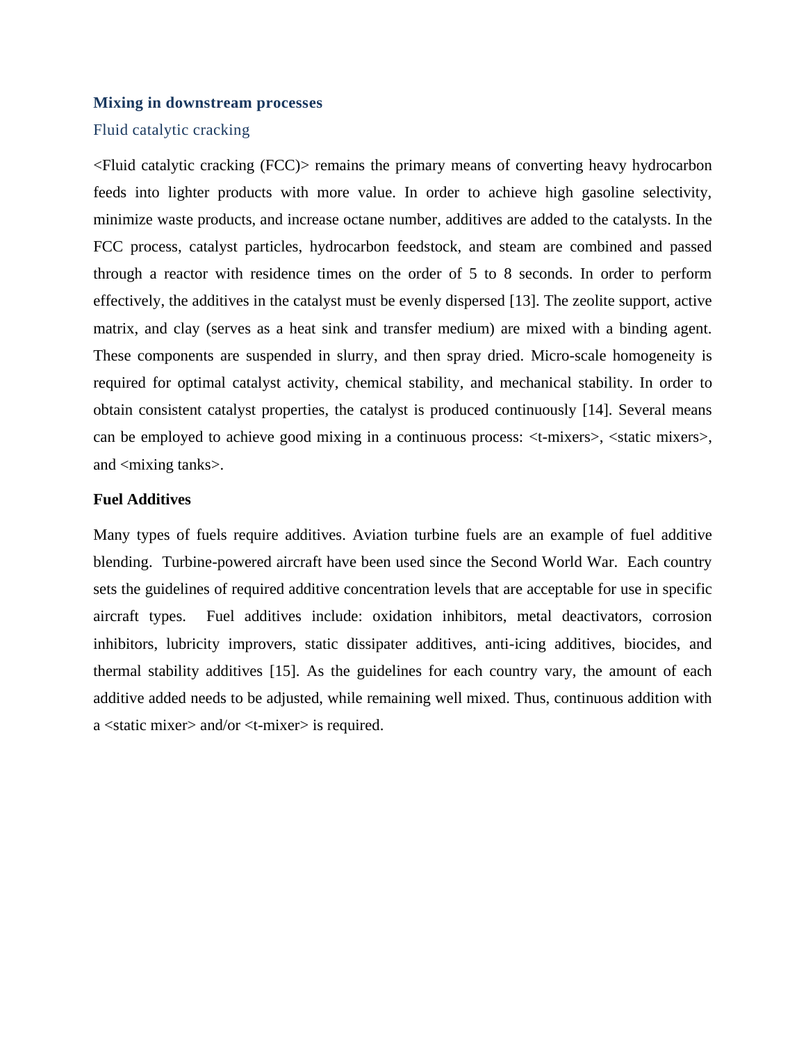## Mixing in downstream processes

### Fluid catalytic cracking

<Fluid catalytic cracking (FCC)> remains the primary means of converting heavy hydrocarbon feeds into lighter products with more value. In order to achieve high gasoline selectivity, minimize waste products, and increase octane number, additives are added to the catalysts. In the FCC process, catalyst particles, hydrocarbon feedstock, and steam are combined and passed through a reactor with residence times on the order of 5 to 8 seconds. In order to perform effectively, the additives in the catalyst must be evenly dispersed [13]. The zeolite support, active matrix, and clay (serves as a heat sink and transfer medium) are mixed with a binding agent. These components are suspended in slurry, and then spray dried. Micro-scale homogeneity is required for optimal catalyst activity, chemical stability, and mechanical stability. In order to obtain consistent catalyst properties, the catalyst is produced continuously [14]. Several means can be employed to achieve good mixing in a continuous process: <t-mixers>, <static mixers>, and <mixing tanks>.

**Fuel Additives**

Many types of fuels require additives. Aviation turbine fuels are an example of fuel additive blending. Turbine-powered aircraft have been used since the Second World War. Each country sets the guidelines of required additive concentration levels that are acceptable for use in specific aircraft types. Fuel additives include: oxidation inhibitors, metal deactivators, corrosion inhibitors, lubricity improvers, static dissipater additives, anti-icing additives, biocides, and thermal stability additives [15]. As the guidelines for each country vary, the amount of each additive added needs to be adjusted, while remaining well mixed. Thus, continuous addition with a <static mixer> and/or <t-mixer> is required.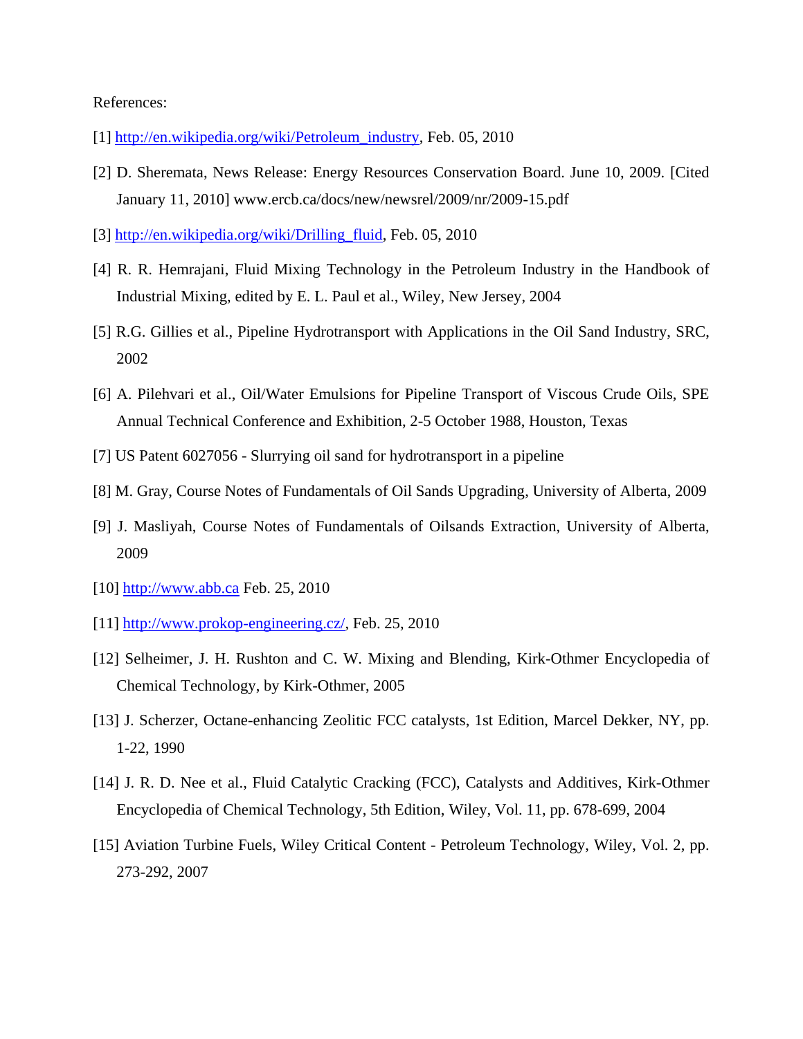References:

[1] http://en.wikipedia.org/wiki/Petroleum_industry, Feb. 05, 2010

[2] D. Sheremata, News Release: Energy Resources Conservation Board. June 10, 2009. [Cited January 11, 2010] www.ercb.ca/docs/new/newsrel/2009/nr/2009-15.pdf

[3] http://en.wikipedia.org/wiki/Drilling_fluid, Feb. 05, 2010

[4] R. R. Hemrajani, Fluid Mixing Technology in the Petroleum Industry in the Handbook of Industrial Mixing, edited by E. L. Paul et al., Wiley, New Jersey, 2004

[5] R.G. Gillies et al., Pipeline Hydrotransport with Applications in the Oil Sand Industry, SRC, 2002

[6] A. Pilehvari et al., Oil/Water Emulsions for Pipeline Transport of Viscous Crude Oils, SPE Annual Technical Conference and Exhibition, 2-5 October 1988, Houston, Texas

[7] US Patent 6027056 - Slurrying oil sand for hydrotransport in a pipeline

[8] M. Gray, Course Notes of Fundamentals of Oil Sands Upgrading, University of Alberta, 2009

[9] J. Masliyah, Course Notes of Fundamentals of Oilsands Extraction, University of Alberta, 2009

[10] http://www.abb.ca Feb. 25, 2010

[11] http://www.prokop-engineering.cz/, Feb. 25, 2010

[12] Selheimer, J. H. Rushton and C. W. Mixing and Blending, Kirk-Othmer Encyclopedia of Chemical Technology, by Kirk-Othmer, 2005

[13] J. Scherzer, Octane-enhancing Zeolitic FCC catalysts, 1st Edition, Marcel Dekker, NY, pp. 1-22, 1990

[14] J. R. D. Nee et al., Fluid Catalytic Cracking (FCC), Catalysts and Additives, Kirk-Othmer Encyclopedia of Chemical Technology, 5th Edition, Wiley, Vol. 11, pp. 678-699, 2004

[15] Aviation Turbine Fuels, Wiley Critical Content - Petroleum Technology, Wiley, Vol. 2, pp. 273-292, 2007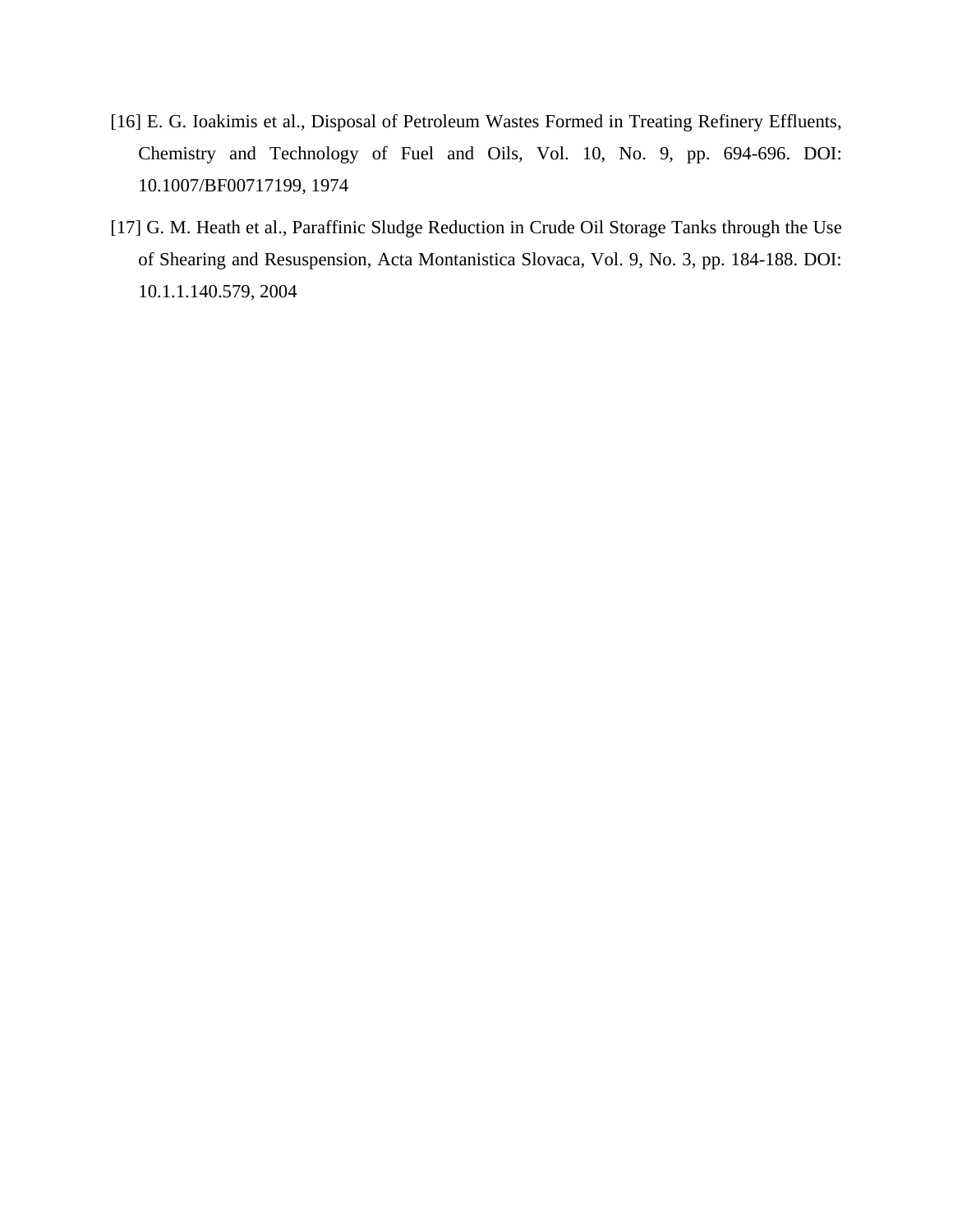[16] E. G. Ioakimis et al., Disposal of Petroleum Wastes Formed in Treating Refinery Effluents, Chemistry and Technology of Fuel and Oils, Vol. 10, No. 9, pp. 694-696. DOI: 10.1007/BF00717199, 1974

[17] G. M. Heath et al., Paraffinic Sludge Reduction in Crude Oil Storage Tanks through the Use of Shearing and Resuspension, Acta Montanistica Slovaca, Vol. 9, No. 3, pp. 184-188. DOI: 10.1.1.140.579, 2004